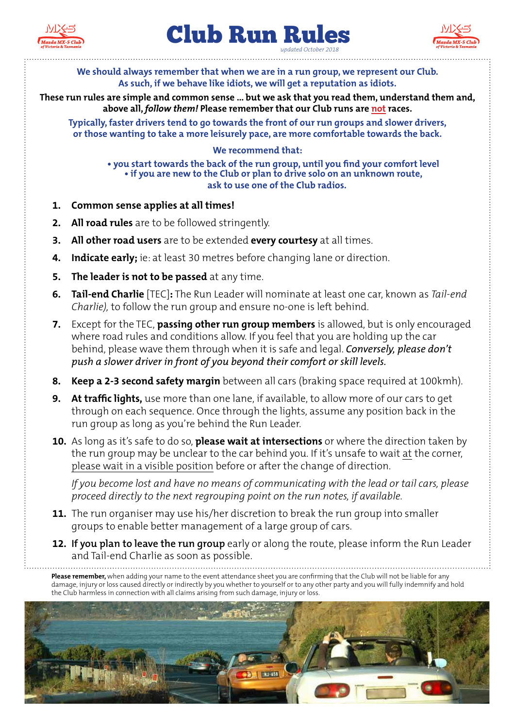# Club Run Rules

*updated October 2018*

**We should always remember that when we are in a run group, we represent our Club. As such, if we behave like idiots, we will get a reputation as idiots.**

**These run rules are simple and common sense ... but we ask that you read them, understand them and, above all, *follow them!* Please remember that our Club runs are not races.**

**Typically, faster drivers tend to go towards the front of our run groups and slower drivers, or those wanting to take a more leisurely pace, are more comfortable towards the back.**

**We recommend that:**

- **you start towards the back of the run group, until you find your comfort level**
- **if you are new to the Club or plan to drive solo on an unknown route, ask to use one of the Club radios.**

1. **Common sense applies at all times!**
2. **All road rules** are to be followed stringently.
3. **All other road users** are to be extended **every courtesy** at all times.
4. **Indicate early;** ie: at least 30 metres before changing lane or direction.
5. **The leader is not to be passed** at any time.
6. **Tail-end Charlie** [TEC]**:** The Run Leader will nominate at least one car, known as *Tail-end Charlie),* to follow the run group and ensure no-one is left behind.
7. Except for the TEC, **passing other run group members** is allowed, but is only encouraged where road rules and conditions allow. If you feel that you are holding up the car behind, please wave them through when it is safe and legal. ***Conversely,** please don't push a slower driver in front of you beyond their comfort or skill levels.*
8. **Keep a 2-3 second safety margin** between all cars (braking space required at 100kmh).
9. **At traffic lights,** use more than one lane, if available, to allow more of our cars to get through on each sequence. Once through the lights, assume any position back in the run group as long as you're behind the Run Leader.
10. As long as it's safe to do so, **please wait at intersections** or where the direction taken by the run group may be unclear to the car behind you. If it's unsafe to wait at the corner, please wait in a visible position before or after the change of direction.

    *If you become lost and have no means of communicating with the lead or tail cars, please proceed directly to the next regrouping point on the run notes, if available.*
11. The run organiser may use his/her discretion to break the run group into smaller groups to enable better management of a large group of cars.
12. **If you plan to leave the run group** early or along the route, please inform the Run Leader and Tail-end Charlie as soon as possible.

**Please remember,** when adding your name to the event attendance sheet you are confirming that the Club will not be liable for any damage, injury or loss caused directly or indirectly by you whether to yourself or to any other party and you will fully indemnify and hold the Club harmless in connection with all claims arising from such damage, injury or loss.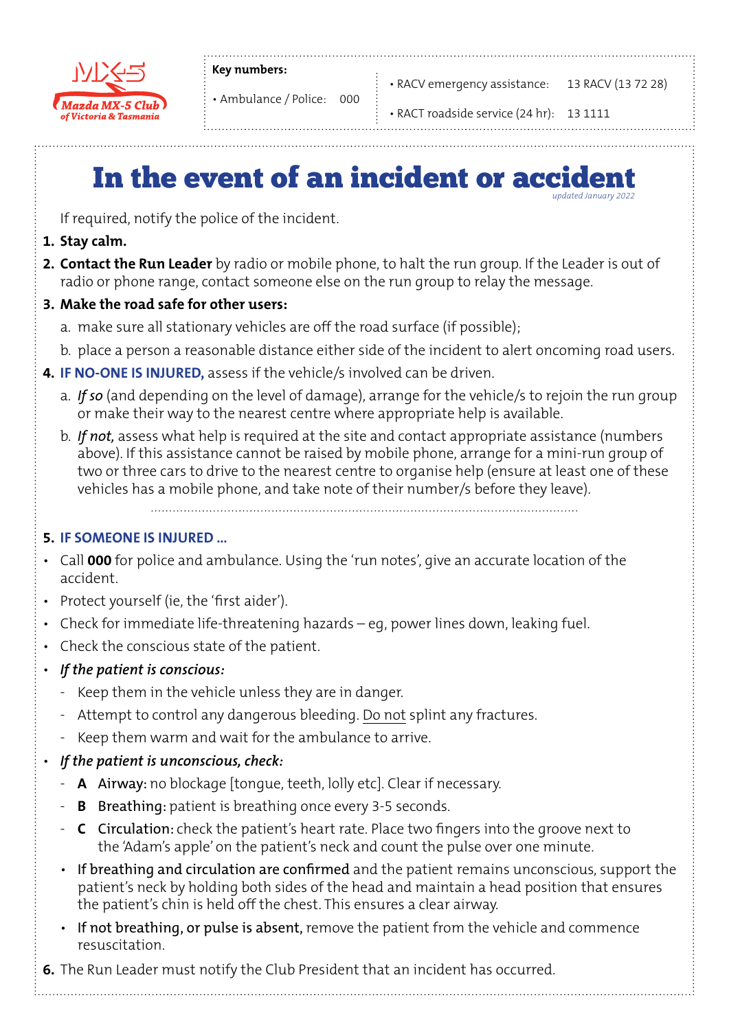Mazda MX-5 Club of Victoria & Tasmania

**Key numbers:**

- Ambulance / Police: 000
- RACV emergency assistance: 13 RACV (13 72 28)
- RACT roadside service (24 hr): 13 1111

# In the event of an incident or accident

*updated January 2022*

If required, notify the police of the incident.

1. **Stay calm.**
2. **Contact the Run Leader** by radio or mobile phone, to halt the run group. If the Leader is out of radio or phone range, contact someone else on the run group to relay the message.
3. **Make the road safe for other users:**
   a. make sure all stationary vehicles are off the road surface (if possible);
   b. place a person a reasonable distance either side of the incident to alert oncoming road users.
4. **IF NO-ONE IS INJURED,** assess if the vehicle/s involved can be driven.
   a. *If so* (and depending on the level of damage), arrange for the vehicle/s to rejoin the run group or make their way to the nearest centre where appropriate help is available.
   b. *If not,* assess what help is required at the site and contact appropriate assistance (numbers above). If this assistance cannot be raised by mobile phone, arrange for a mini-run group of two or three cars to drive to the nearest centre to organise help (ensure at least one of these vehicles has a mobile phone, and take note of their number/s before they leave).

5. **IF SOMEONE IS INJURED ...**

- Call **000** for police and ambulance. Using the 'run notes', give an accurate location of the accident.
- Protect yourself (ie, the 'first aider').
- Check for immediate life-threatening hazards – eg, power lines down, leaking fuel.
- Check the conscious state of the patient.
- ***If the patient is conscious:***
  - Keep them in the vehicle unless they are in danger.
  - Attempt to control any dangerous bleeding. <u>Do not</u> splint any fractures.
  - Keep them warm and wait for the ambulance to arrive.
- ***If the patient is unconscious, check:***
  - **A** Airway: no blockage [tongue, teeth, lolly etc]. Clear if necessary.
  - **B** Breathing: patient is breathing once every 3-5 seconds.
  - **C** Circulation: check the patient's heart rate. Place two fingers into the groove next to the 'Adam's apple' on the patient's neck and count the pulse over one minute.
  - If breathing and circulation are confirmed and the patient remains unconscious, support the patient's neck by holding both sides of the head and maintain a head position that ensures the patient's chin is held off the chest. This ensures a clear airway.
  - If not breathing, or pulse is absent, remove the patient from the vehicle and commence resuscitation.

6. The Run Leader must notify the Club President that an incident has occurred.